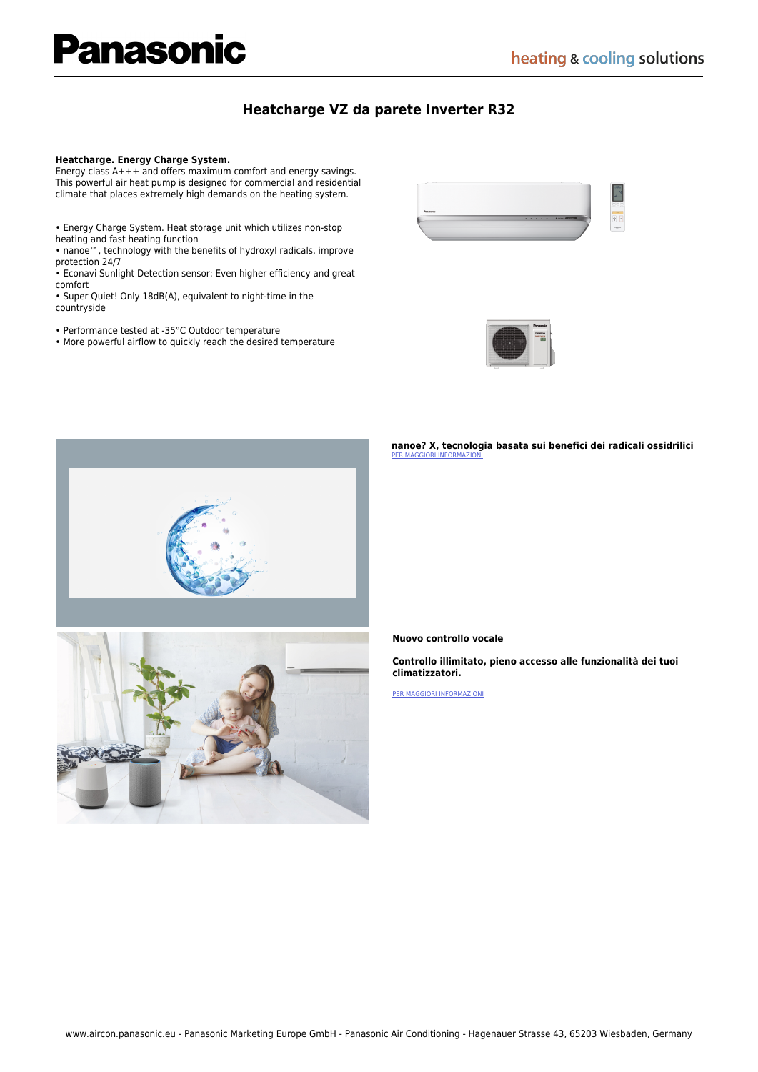# Heatcharge VZ da parete Inverter R32

**Heatcharge. Energy Charge System.**
Energy class A+++ and offers maximum comfort and energy savings. This powerful air heat pump is designed for commercial and residential climate that places extremely high demands on the heating system.

- Energy Charge System. Heat storage unit which utilizes non-stop heating and fast heating function
- nanoe™, technology with the benefits of hydroxyl radicals, improve protection 24/7
- Econavi Sunlight Detection sensor: Even higher efficiency and great comfort
- Super Quiet! Only 18dB(A), equivalent to night-time in the countryside

- Performance tested at -35°C Outdoor temperature
- More powerful airflow to quickly reach the desired temperature

**nanoe? X, tecnologia basata sui benefici dei radicali ossidrilici**

PER MAGGIORI INFORMAZIONI

**Nuovo controllo vocale**

**Controllo illimitato, pieno accesso alle funzionalità dei tuoi climatizzatori.**

PER MAGGIORI INFORMAZIONI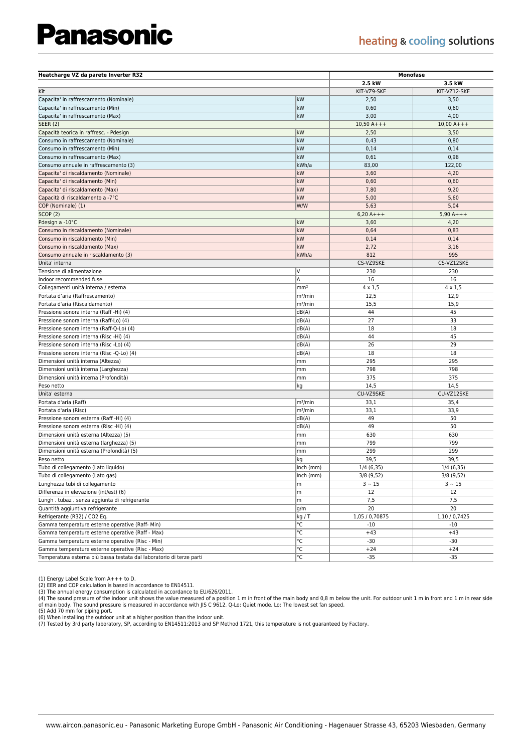| Heatcharge VZ da parete Inverter R32 | | Monofase | |
|---|---|---|---|
| | | 2.5 kW | 3.5 kW |
| Kit | | KIT-VZ9-SKE | KIT-VZ12-SKE |
| Capacita' in raffrescamento (Nominale) | kW | 2,50 | 3,50 |
| Capacita' in raffrescamento (Min) | kW | 0,60 | 0,60 |
| Capacita' in raffrescamento (Max) | kW | 3,00 | 4,00 |
| SEER (2) | | 10,50 A+++ | 10,00 A+++ |
| Capacità teorica in raffresc. - Pdesign | kW | 2,50 | 3,50 |
| Consumo in raffrescamento (Nominale) | kW | 0,43 | 0,80 |
| Consumo in raffrescamento (Min) | kW | 0,14 | 0,14 |
| Consumo in raffrescamento (Max) | kW | 0,61 | 0,98 |
| Consumo annuale in raffrescamento (3) | kWh/a | 83,00 | 122,00 |
| Capacita' di riscaldamento (Nominale) | kW | 3,60 | 4,20 |
| Capacita' di riscaldamento (Min) | kW | 0,60 | 0,60 |
| Capacita' di riscaldamento (Max) | kW | 7,80 | 9,20 |
| Capacità di riscaldamento a -7°C | kW | 5,00 | 5,60 |
| COP (Nominale) (1) | W/W | 5,63 | 5,04 |
| SCOP (2) | | 6,20 A+++ | 5,90 A+++ |
| Pdesign a -10°C | kW | 3,60 | 4,20 |
| Consumo in riscaldamento (Nominale) | kW | 0,64 | 0,83 |
| Consumo in riscaldamento (Min) | kW | 0,14 | 0,14 |
| Consumo in riscaldamento (Max) | kW | 2,72 | 3,16 |
| Consumo annuale in riscaldamento (3) | kWh/a | 812 | 995 |
| Unita' interna | | CS-VZ9SKE | CS-VZ12SKE |
| Tensione di alimentazione | V | 230 | 230 |
| Indoor recommended fuse | A | 16 | 16 |
| Collegamenti unità interna / esterna | mm² | 4 x 1,5 | 4 x 1,5 |
| Portata d'aria (Raffrescamento) | m³/min | 12,5 | 12,9 |
| Portata d'aria (Riscaldamento) | m³/min | 15,5 | 15,9 |
| Pressione sonora interna (Raff -Hi) (4) | dB(A) | 44 | 45 |
| Pressione sonora interna (Raff-Lo) (4) | dB(A) | 27 | 33 |
| Pressione sonora interna (Raff-Q-Lo) (4) | dB(A) | 18 | 18 |
| Pressione sonora interna (Risc -Hi) (4) | dB(A) | 44 | 45 |
| Pressione sonora interna (Risc -Lo) (4) | dB(A) | 26 | 29 |
| Pressione sonora interna (Risc -Q-Lo) (4) | dB(A) | 18 | 18 |
| Dimensioni unità interna (Altezza) | mm | 295 | 295 |
| Dimensioni unità interna (Larghezza) | mm | 798 | 798 |
| Dimensioni unità interna (Profondità) | mm | 375 | 375 |
| Peso netto | kg | 14,5 | 14,5 |
| Unita' esterna | | CU-VZ9SKE | CU-VZ12SKE |
| Portata d'aria (Raff) | m³/min | 33,1 | 35,4 |
| Portata d'aria (Risc) | m³/min | 33,1 | 33,9 |
| Pressione sonora esterna (Raff -Hi) (4) | dB(A) | 49 | 50 |
| Pressione sonora esterna (Risc -Hi) (4) | dB(A) | 49 | 50 |
| Dimensioni unità esterna (Altezza) (5) | mm | 630 | 630 |
| Dimensioni unità esterna (larghezza) (5) | mm | 799 | 799 |
| Dimensioni unità esterna (Profondità) (5) | mm | 299 | 299 |
| Peso netto | kg | 39,5 | 39,5 |
| Tubo di collegamento (Lato liquido) | Inch (mm) | 1/4 (6,35) | 1/4 (6,35) |
| Tubo di collegamento (Lato gas) | Inch (mm) | 3/8 (9,52) | 3/8 (9,52) |
| Lunghezza tubi di collegamento | m | 3 ~ 15 | 3 ~ 15 |
| Differenza in elevazione (int/est) (6) | m | 12 | 12 |
| Lungh . tubaz . senza aggiunta di refrigerante | m | 7,5 | 7,5 |
| Quantità aggiuntiva refrigerante | g/m | 20 | 20 |
| Refrigerante (R32) / CO2 Eq. | kg / T | 1,05 / 0,70875 | 1,10 / 0,7425 |
| Gamma temperature esterne operative (Raff- Min) | °C | -10 | -10 |
| Gamma temperature esterne operative (Raff - Max) | °C | +43 | +43 |
| Gamma temperature esterne operative (Risc - Min) | °C | -30 | -30 |
| Gamma temperature esterne operative (Risc - Max) | °C | +24 | +24 |
| Temperatura esterna più bassa testata dal laboratorio di terze parti | °C | -35 | -35 |

(1) Energy Label Scale from A+++ to D.
(2) EER and COP calculation is based in accordance to EN14511.
(3) The annual energy consumption is calculated in accordance to EU/626/2011.
(4) The sound pressure of the indoor unit shows the value measured of a position 1 m in front of the main body and 0,8 m below the unit. For outdoor unit 1 m in front and 1 m in rear side of main body. The sound pressure is measured in accordance with JIS C 9612. Q-Lo: Quiet mode. Lo: The lowest set fan speed.
(5) Add 70 mm for piping port.
(6) When installing the outdoor unit at a higher position than the indoor unit.
(7) Tested by 3rd party laboratory, SP, according to EN14511:2013 and SP Method 1721, this temperature is not guaranteed by Factory.